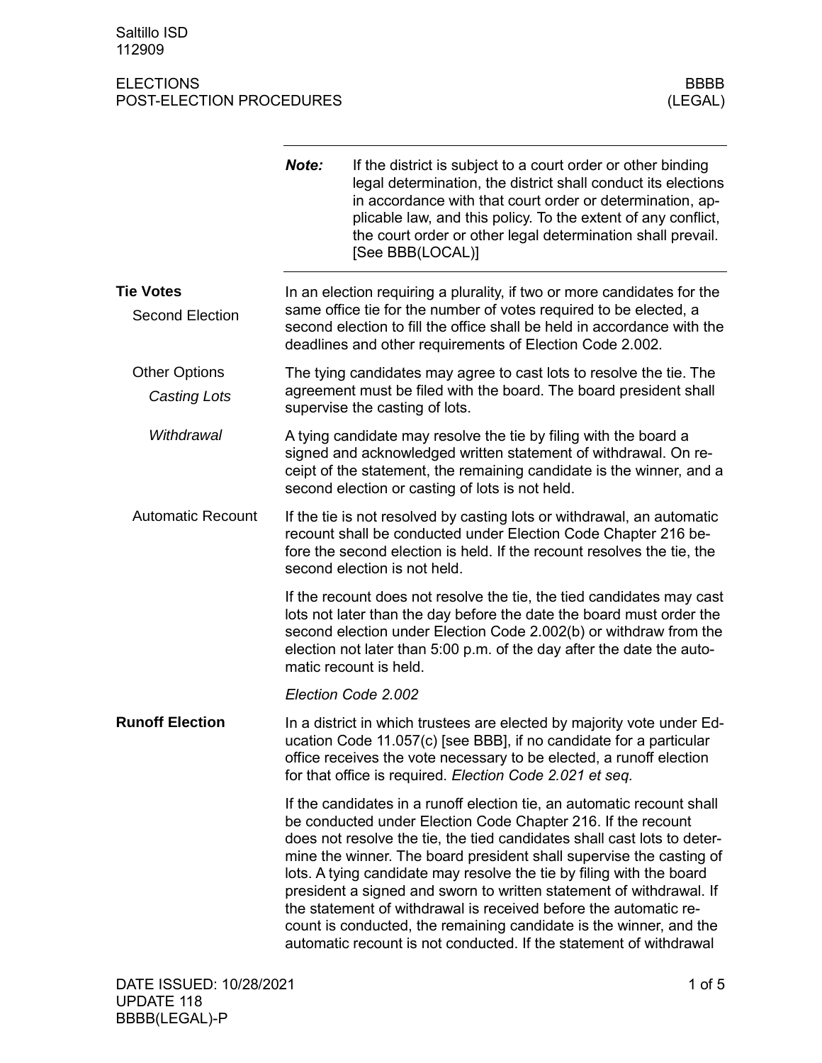# ELECTIONS
## POST-ELECTION PROCEDURES

BBBB (LEGAL)

**Note:** If the district is subject to a court order or other binding legal determination, the district shall conduct its elections in accordance with that court order or determination, applicable law, and this policy. To the extent of any conflict, the court order or other legal determination shall prevail. [See BBB(LOCAL)]

### Tie Votes

#### Second Election

In an election requiring a plurality, if two or more candidates for the same office tie for the number of votes required to be elected, a second election to fill the office shall be held in accordance with the deadlines and other requirements of Election Code 2.002.

#### Other Options

##### *Casting Lots*

The tying candidates may agree to cast lots to resolve the tie. The agreement must be filed with the board. The board president shall supervise the casting of lots.

##### *Withdrawal*

A tying candidate may resolve the tie by filing with the board a signed and acknowledged written statement of withdrawal. On receipt of the statement, the remaining candidate is the winner, and a second election or casting of lots is not held.

#### Automatic Recount

If the tie is not resolved by casting lots or withdrawal, an automatic recount shall be conducted under Election Code Chapter 216 before the second election is held. If the recount resolves the tie, the second election is not held.

If the recount does not resolve the tie, the tied candidates may cast lots not later than the day before the date the board must order the second election under Election Code 2.002(b) or withdraw from the election not later than 5:00 p.m. of the day after the date the automatic recount is held.

*Election Code 2.002*

### Runoff Election

In a district in which trustees are elected by majority vote under Education Code 11.057(c) [see BBB], if no candidate for a particular office receives the vote necessary to be elected, a runoff election for that office is required. *Election Code 2.021 et seq.*

If the candidates in a runoff election tie, an automatic recount shall be conducted under Election Code Chapter 216. If the recount does not resolve the tie, the tied candidates shall cast lots to determine the winner. The board president shall supervise the casting of lots. A tying candidate may resolve the tie by filing with the board president a signed and sworn to written statement of withdrawal. If the statement of withdrawal is received before the automatic recount is conducted, the remaining candidate is the winner, and the automatic recount is not conducted. If the statement of withdrawal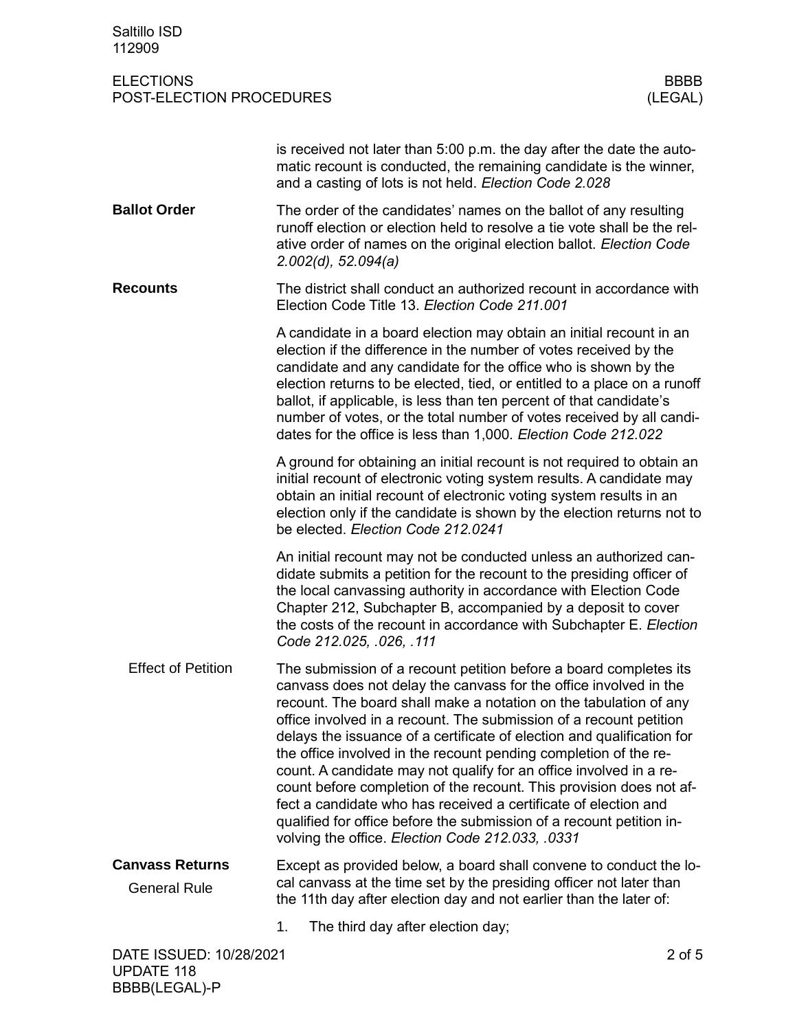is received not later than 5:00 p.m. the day after the date the automatic recount is conducted, the remaining candidate is the winner, and a casting of lots is not held. *Election Code 2.028*

## Ballot Order

The order of the candidates' names on the ballot of any resulting runoff election or election held to resolve a tie vote shall be the relative order of names on the original election ballot. *Election Code 2.002(d), 52.094(a)*

## Recounts

The district shall conduct an authorized recount in accordance with Election Code Title 13. *Election Code 211.001*

A candidate in a board election may obtain an initial recount in an election if the difference in the number of votes received by the candidate and any candidate for the office who is shown by the election returns to be elected, tied, or entitled to a place on a runoff ballot, if applicable, is less than ten percent of that candidate's number of votes, or the total number of votes received by all candidates for the office is less than 1,000. *Election Code 212.022*

A ground for obtaining an initial recount is not required to obtain an initial recount of electronic voting system results. A candidate may obtain an initial recount of electronic voting system results in an election only if the candidate is shown by the election returns not to be elected. *Election Code 212.0241*

An initial recount may not be conducted unless an authorized candidate submits a petition for the recount to the presiding officer of the local canvassing authority in accordance with Election Code Chapter 212, Subchapter B, accompanied by a deposit to cover the costs of the recount in accordance with Subchapter E. *Election Code 212.025, .026, .111*

### Effect of Petition

The submission of a recount petition before a board completes its canvass does not delay the canvass for the office involved in the recount. The board shall make a notation on the tabulation of any office involved in a recount. The submission of a recount petition delays the issuance of a certificate of election and qualification for the office involved in the recount pending completion of the recount. A candidate may not qualify for an office involved in a recount before completion of the recount. This provision does not affect a candidate who has received a certificate of election and qualified for office before the submission of a recount petition involving the office. *Election Code 212.033, .0331*

## Canvass Returns

### General Rule

Except as provided below, a board shall convene to conduct the local canvass at the time set by the presiding officer not later than the 11th day after election day and not earlier than the later of:

1. The third day after election day;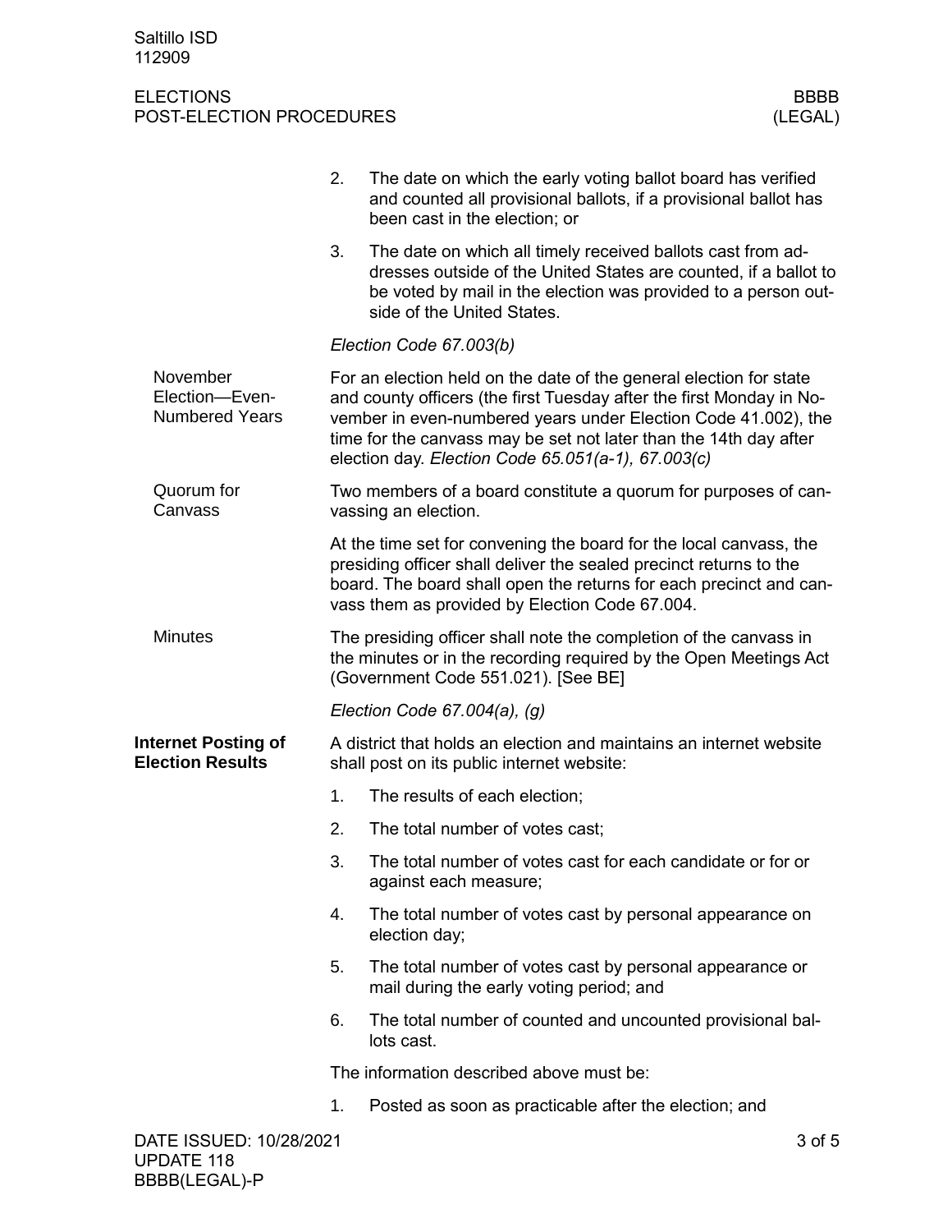2. The date on which the early voting ballot board has verified and counted all provisional ballots, if a provisional ballot has been cast in the election; or
3. The date on which all timely received ballots cast from addresses outside of the United States are counted, if a ballot to be voted by mail in the election was provided to a person outside of the United States.

*Election Code 67.003(b)*

**November Election—Even-Numbered Years**

For an election held on the date of the general election for state and county officers (the first Tuesday after the first Monday in November in even-numbered years under Election Code 41.002), the time for the canvass may be set not later than the 14th day after election day. *Election Code 65.051(a-1), 67.003(c)*

**Quorum for Canvass**

Two members of a board constitute a quorum for purposes of canvassing an election.

At the time set for convening the board for the local canvass, the presiding officer shall deliver the sealed precinct returns to the board. The board shall open the returns for each precinct and canvass them as provided by Election Code 67.004.

**Minutes**

The presiding officer shall note the completion of the canvass in the minutes or in the recording required by the Open Meetings Act (Government Code 551.021). [See BE]

*Election Code 67.004(a), (g)*

## Internet Posting of Election Results

A district that holds an election and maintains an internet website shall post on its public internet website:

1. The results of each election;
2. The total number of votes cast;
3. The total number of votes cast for each candidate or for or against each measure;
4. The total number of votes cast by personal appearance on election day;
5. The total number of votes cast by personal appearance or mail during the early voting period; and
6. The total number of counted and uncounted provisional ballots cast.

The information described above must be:

1. Posted as soon as practicable after the election; and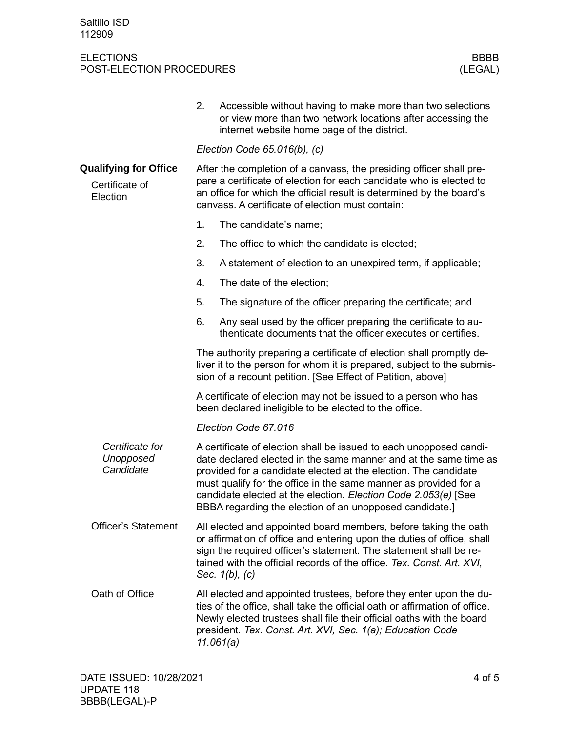2. Accessible without having to make more than two selections or view more than two network locations after accessing the internet website home page of the district.

*Election Code 65.016(b), (c)*

## Qualifying for Office

### Certificate of Election

After the completion of a canvass, the presiding officer shall prepare a certificate of election for each candidate who is elected to an office for which the official result is determined by the board's canvass. A certificate of election must contain:

1. The candidate's name;
2. The office to which the candidate is elected;
3. A statement of election to an unexpired term, if applicable;
4. The date of the election;
5. The signature of the officer preparing the certificate; and
6. Any seal used by the officer preparing the certificate to authenticate documents that the officer executes or certifies.

The authority preparing a certificate of election shall promptly deliver it to the person for whom it is prepared, subject to the submission of a recount petition. [See Effect of Petition, above]

A certificate of election may not be issued to a person who has been declared ineligible to be elected to the office.

*Election Code 67.016*

#### *Certificate for Unopposed Candidate*

A certificate of election shall be issued to each unopposed candidate declared elected in the same manner and at the same time as provided for a candidate elected at the election. The candidate must qualify for the office in the same manner as provided for a candidate elected at the election. *Election Code 2.053(e)* [See BBBA regarding the election of an unopposed candidate.]

### Officer's Statement

All elected and appointed board members, before taking the oath or affirmation of office and entering upon the duties of office, shall sign the required officer's statement. The statement shall be retained with the official records of the office. *Tex. Const. Art. XVI, Sec. 1(b), (c)*

### Oath of Office

All elected and appointed trustees, before they enter upon the duties of the office, shall take the official oath or affirmation of office. Newly elected trustees shall file their official oaths with the board president. *Tex. Const. Art. XVI, Sec. 1(a); Education Code 11.061(a)*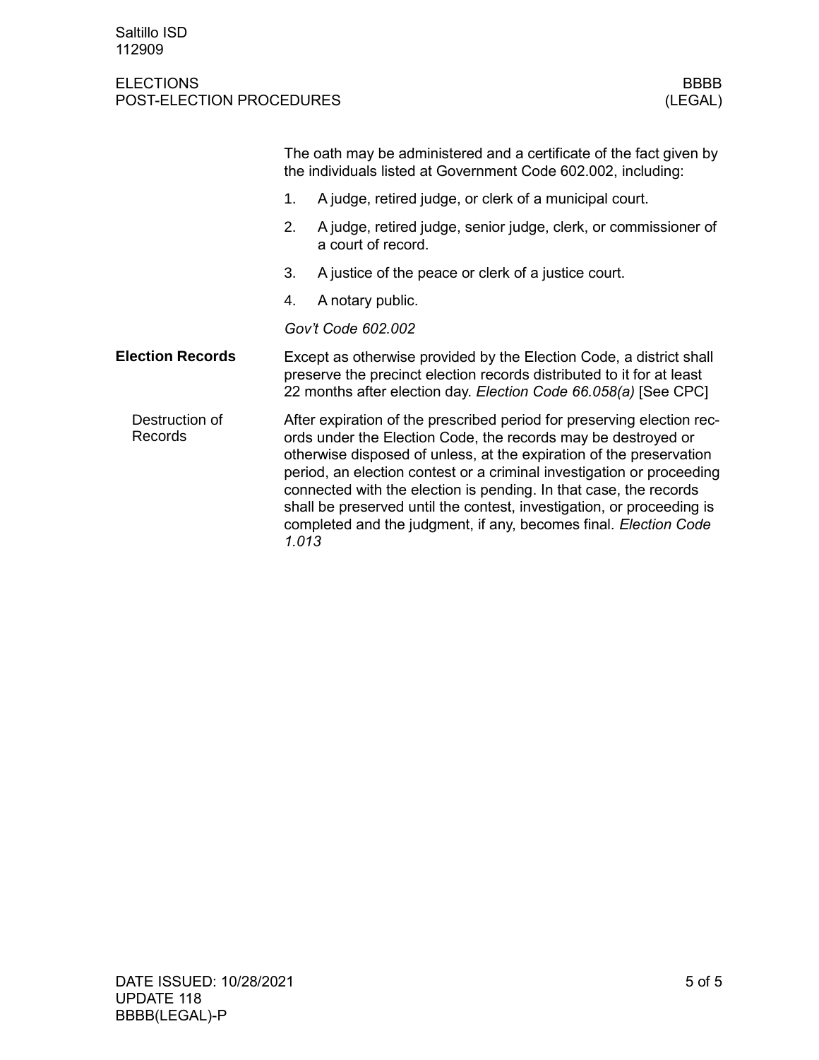The oath may be administered and a certificate of the fact given by the individuals listed at Government Code 602.002, including:

1. A judge, retired judge, or clerk of a municipal court.
2. A judge, retired judge, senior judge, clerk, or commissioner of a court of record.
3. A justice of the peace or clerk of a justice court.
4. A notary public.

*Gov't Code 602.002*

## Election Records

Except as otherwise provided by the Election Code, a district shall preserve the precinct election records distributed to it for at least 22 months after election day. *Election Code 66.058(a)* [See CPC]

### Destruction of Records

After expiration of the prescribed period for preserving election records under the Election Code, the records may be destroyed or otherwise disposed of unless, at the expiration of the preservation period, an election contest or a criminal investigation or proceeding connected with the election is pending. In that case, the records shall be preserved until the contest, investigation, or proceeding is completed and the judgment, if any, becomes final. *Election Code 1.013*